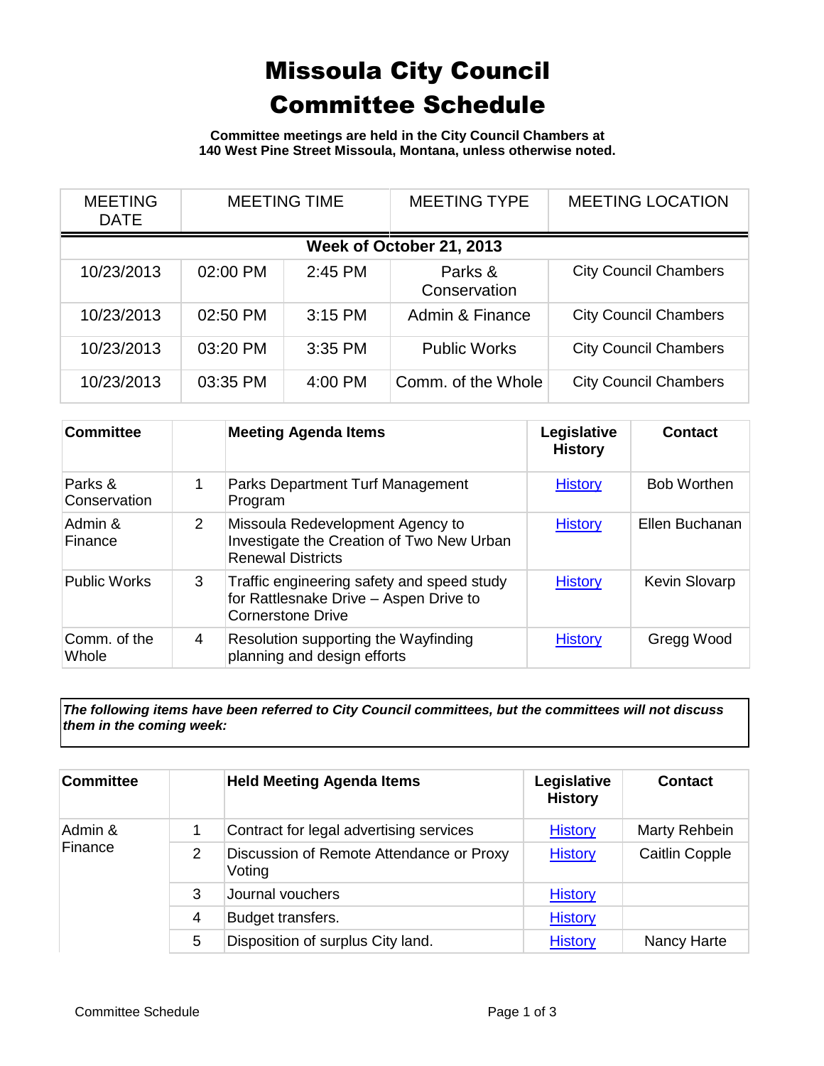# Missoula City Council Committee Schedule

**Committee meetings are held in the City Council Chambers at 140 West Pine Street Missoula, Montana, unless otherwise noted.**

| MEETING DATE | MEETING TIME | | MEETING TYPE | MEETING LOCATION |
|---|---|---|---|---|
| **Week of October 21, 2013** | | | | |
| 10/23/2013 | 02:00 PM | 2:45 PM | Parks & Conservation | City Council Chambers |
| 10/23/2013 | 02:50 PM | 3:15 PM | Admin & Finance | City Council Chambers |
| 10/23/2013 | 03:20 PM | 3:35 PM | Public Works | City Council Chambers |
| 10/23/2013 | 03:35 PM | 4:00 PM | Comm. of the Whole | City Council Chambers |

| Committee | | Meeting Agenda Items | Legislative History | Contact |
|---|---|---|---|---|
| Parks & Conservation | 1 | Parks Department Turf Management Program | History | Bob Worthen |
| Admin & Finance | 2 | Missoula Redevelopment Agency to Investigate the Creation of Two New Urban Renewal Districts | History | Ellen Buchanan |
| Public Works | 3 | Traffic engineering safety and speed study for Rattlesnake Drive – Aspen Drive to Cornerstone Drive | History | Kevin Slovarp |
| Comm. of the Whole | 4 | Resolution supporting the Wayfinding planning and design efforts | History | Gregg Wood |

***The following items have been referred to City Council committees, but the committees will not discuss them in the coming week:***

| Committee | | Held Meeting Agenda Items | Legislative History | Contact |
|---|---|---|---|---|
| Admin & Finance | 1 | Contract for legal advertising services | History | Marty Rehbein |
| | 2 | Discussion of Remote Attendance or Proxy Voting | History | Caitlin Copple |
| | 3 | Journal vouchers | History | |
| | 4 | Budget transfers. | History | |
| | 5 | Disposition of surplus City land. | History | Nancy Harte |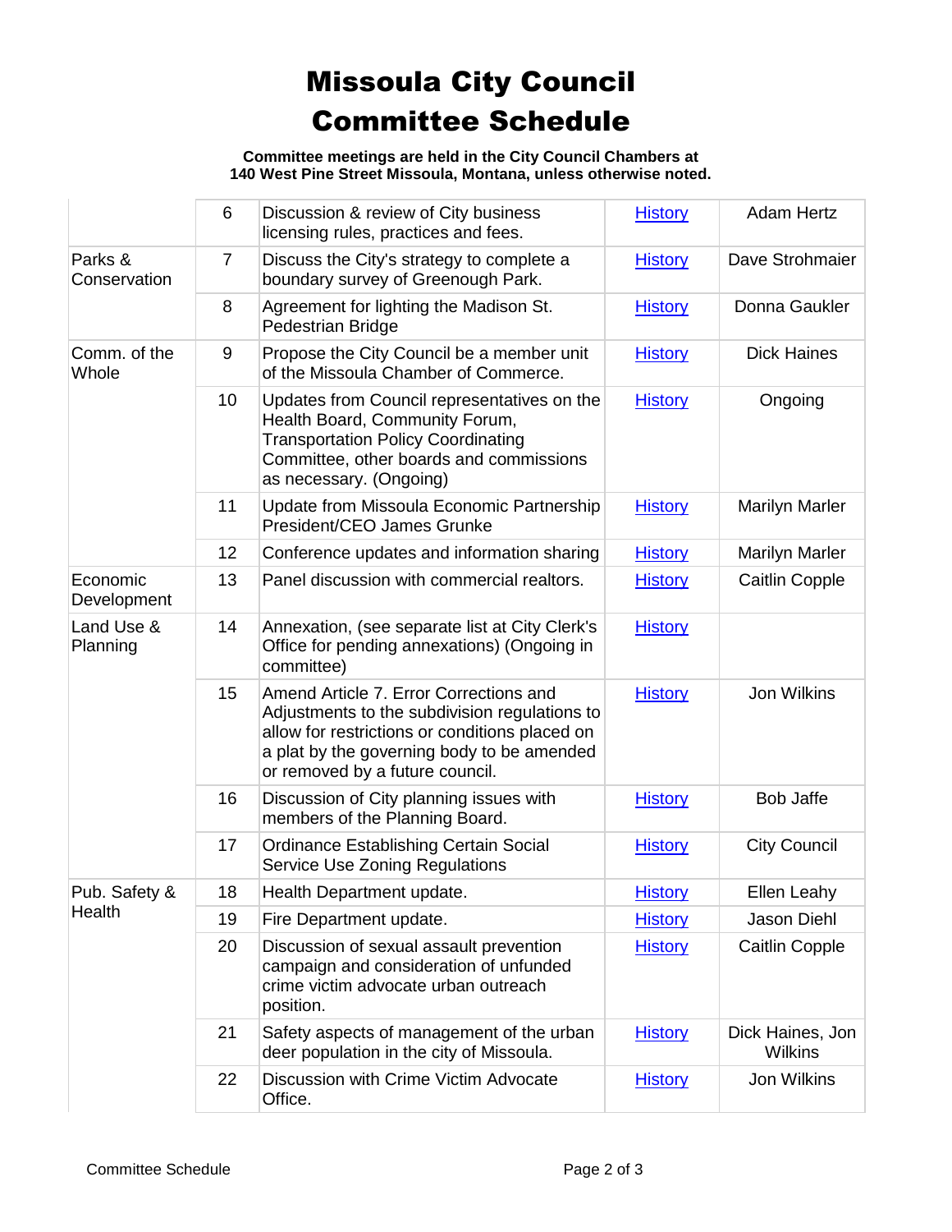# Missoula City Council Committee Schedule

**Committee meetings are held in the City Council Chambers at 140 West Pine Street Missoula, Montana, unless otherwise noted.**

| | | | | |
|---|---|---|---|---|
| | 6 | Discussion & review of City business licensing rules, practices and fees. | History | Adam Hertz |
| Parks & Conservation | 7 | Discuss the City's strategy to complete a boundary survey of Greenough Park. | History | Dave Strohmaier |
| | 8 | Agreement for lighting the Madison St. Pedestrian Bridge | History | Donna Gaukler |
| Comm. of the Whole | 9 | Propose the City Council be a member unit of the Missoula Chamber of Commerce. | History | Dick Haines |
| | 10 | Updates from Council representatives on the Health Board, Community Forum, Transportation Policy Coordinating Committee, other boards and commissions as necessary. (Ongoing) | History | Ongoing |
| | 11 | Update from Missoula Economic Partnership President/CEO James Grunke | History | Marilyn Marler |
| | 12 | Conference updates and information sharing | History | Marilyn Marler |
| Economic Development | 13 | Panel discussion with commercial realtors. | History | Caitlin Copple |
| Land Use & Planning | 14 | Annexation, (see separate list at City Clerk's Office for pending annexations) (Ongoing in committee) | History | |
| | 15 | Amend Article 7. Error Corrections and Adjustments to the subdivision regulations to allow for restrictions or conditions placed on a plat by the governing body to be amended or removed by a future council. | History | Jon Wilkins |
| | 16 | Discussion of City planning issues with members of the Planning Board. | History | Bob Jaffe |
| | 17 | Ordinance Establishing Certain Social Service Use Zoning Regulations | History | City Council |
| Pub. Safety & Health | 18 | Health Department update. | History | Ellen Leahy |
| | 19 | Fire Department update. | History | Jason Diehl |
| | 20 | Discussion of sexual assault prevention campaign and consideration of unfunded crime victim advocate urban outreach position. | History | Caitlin Copple |
| | 21 | Safety aspects of management of the urban deer population in the city of Missoula. | History | Dick Haines, Jon Wilkins |
| | 22 | Discussion with Crime Victim Advocate Office. | History | Jon Wilkins |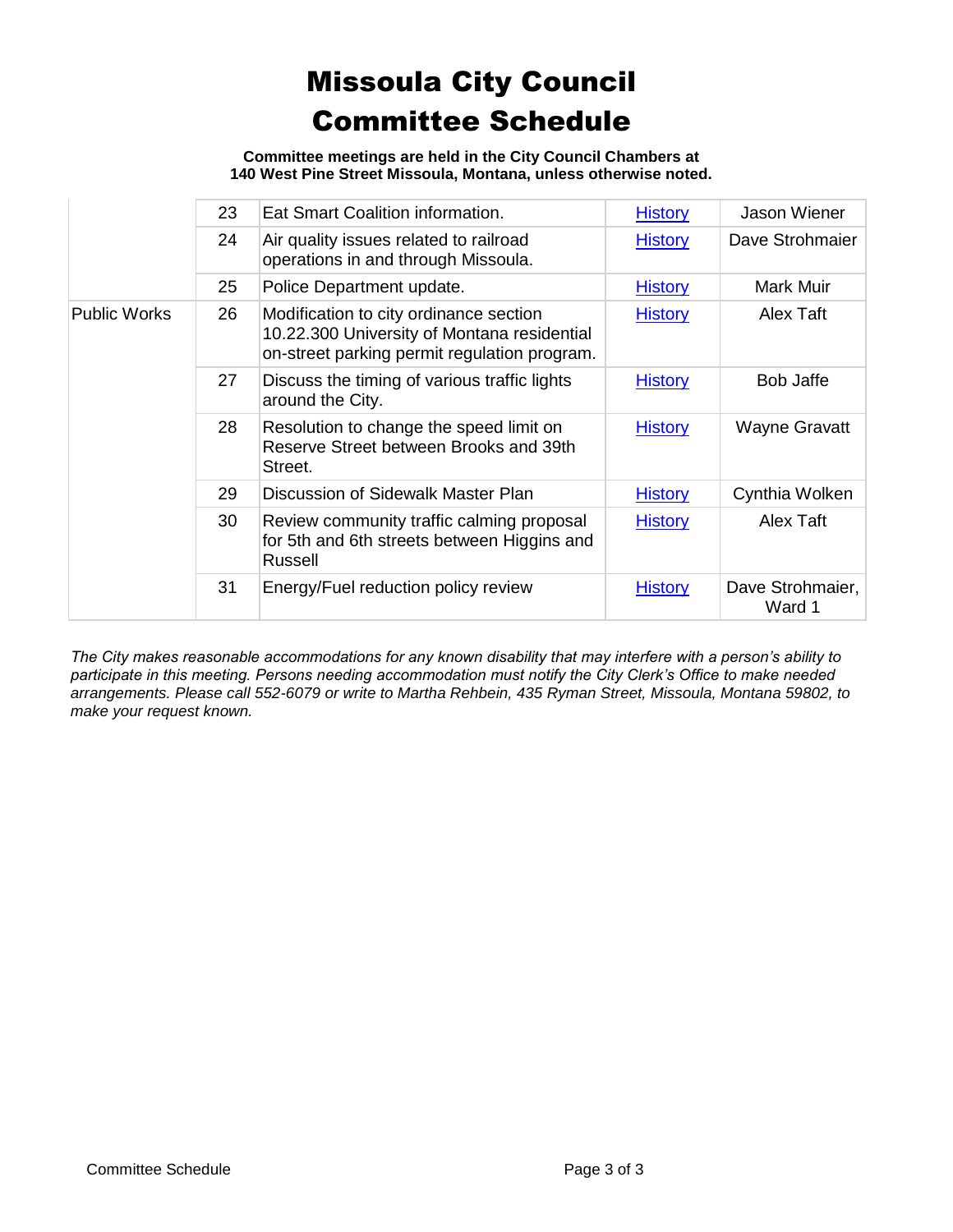# Missoula City Council Committee Schedule

**Committee meetings are held in the City Council Chambers at 140 West Pine Street Missoula, Montana, unless otherwise noted.**

| | | | | |
|---|---|---|---|---|
| | 23 | Eat Smart Coalition information. | History | Jason Wiener |
| | 24 | Air quality issues related to railroad operations in and through Missoula. | History | Dave Strohmaier |
| | 25 | Police Department update. | History | Mark Muir |
| Public Works | 26 | Modification to city ordinance section 10.22.300 University of Montana residential on-street parking permit regulation program. | History | Alex Taft |
| | 27 | Discuss the timing of various traffic lights around the City. | History | Bob Jaffe |
| | 28 | Resolution to change the speed limit on Reserve Street between Brooks and 39th Street. | History | Wayne Gravatt |
| | 29 | Discussion of Sidewalk Master Plan | History | Cynthia Wolken |
| | 30 | Review community traffic calming proposal for 5th and 6th streets between Higgins and Russell | History | Alex Taft |
| | 31 | Energy/Fuel reduction policy review | History | Dave Strohmaier, Ward 1 |

*The City makes reasonable accommodations for any known disability that may interfere with a person's ability to participate in this meeting. Persons needing accommodation must notify the City Clerk's Office to make needed arrangements. Please call 552-6079 or write to Martha Rehbein, 435 Ryman Street, Missoula, Montana 59802, to make your request known.*